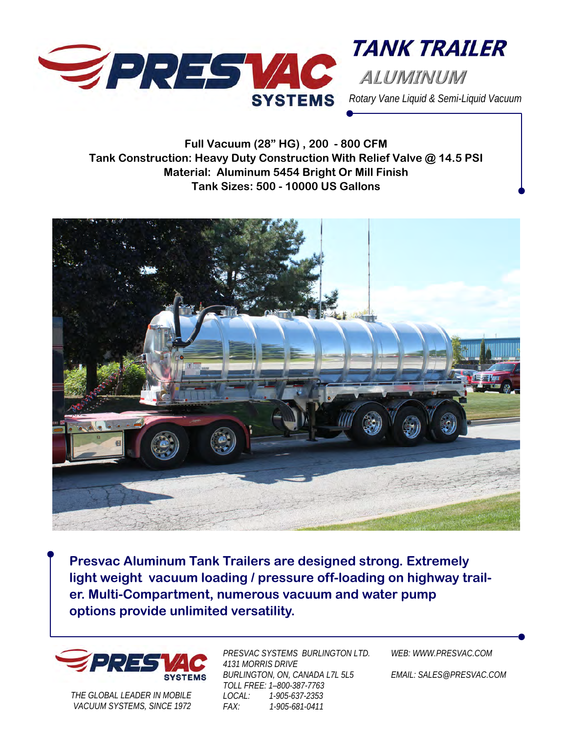# TANK TRAILER

## ALUMINUM

*Rotary Vane Liquid & Semi-Liquid Vacuum*

**Full Vacuum (28" HG) , 200 - 800 CFM**
**Tank Construction: Heavy Duty Construction With Relief Valve @ 14.5 PSI**
**Material: Aluminum 5454 Bright Or Mill Finish**
**Tank Sizes: 500 - 10000 US Gallons**

**Presvac Aluminum Tank Trailers are designed strong. Extremely light weight vacuum loading / pressure off-loading on highway trailer. Multi-Compartment, numerous vacuum and water pump options provide unlimited versatility.**

*THE GLOBAL LEADER IN MOBILE VACUUM SYSTEMS, SINCE 1972*

*PRESVAC SYSTEMS BURLINGTON LTD.*
*4131 MORRIS DRIVE*
*BURLINGTON, ON, CANADA L7L 5L5*
*TOLL FREE: 1–800-387-7763*
*LOCAL: 1-905-637-2353*
*FAX: 1-905-681-0411*

*WEB: WWW.PRESVAC.COM*

*EMAIL: SALES@PRESVAC.COM*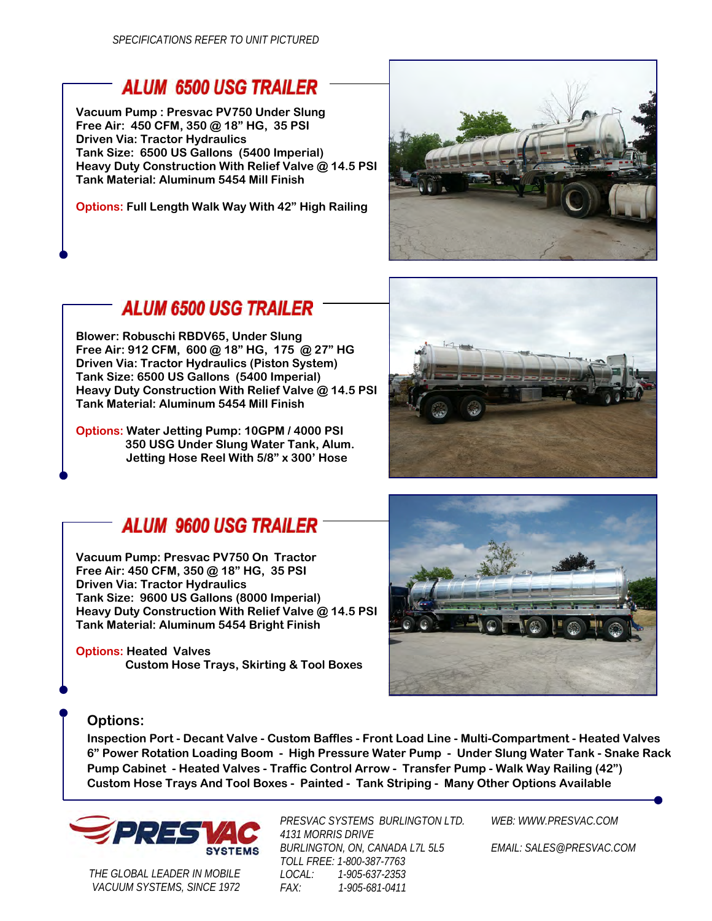*SPECIFICATIONS REFER TO UNIT PICTURED*

## ALUM 6500 USG TRAILER

**Vacuum Pump : Presvac PV750 Under Slung**
**Free Air: 450 CFM, 350 @ 18" HG, 35 PSI**
**Driven Via: Tractor Hydraulics**
**Tank Size: 6500 US Gallons (5400 Imperial)**
**Heavy Duty Construction With Relief Valve @ 14.5 PSI**
**Tank Material: Aluminum 5454 Mill Finish**

**Options: Full Length Walk Way With 42" High Railing**

## ALUM 6500 USG TRAILER

**Blower: Robuschi RBDV65, Under Slung**
**Free Air: 912 CFM, 600 @ 18" HG, 175 @ 27" HG**
**Driven Via: Tractor Hydraulics (Piston System)**
**Tank Size: 6500 US Gallons (5400 Imperial)**
**Heavy Duty Construction With Relief Valve @ 14.5 PSI**
**Tank Material: Aluminum 5454 Mill Finish**

**Options: Water Jetting Pump: 10GPM / 4000 PSI**
**350 USG Under Slung Water Tank, Alum.**
**Jetting Hose Reel With 5/8" x 300' Hose**

## ALUM 9600 USG TRAILER

**Vacuum Pump: Presvac PV750 On Tractor**
**Free Air: 450 CFM, 350 @ 18" HG, 35 PSI**
**Driven Via: Tractor Hydraulics**
**Tank Size: 9600 US Gallons (8000 Imperial)**
**Heavy Duty Construction With Relief Valve @ 14.5 PSI**
**Tank Material: Aluminum 5454 Bright Finish**

**Options: Heated Valves**
**Custom Hose Trays, Skirting & Tool Boxes**

### Options:

**Inspection Port - Decant Valve - Custom Baffles - Front Load Line - Multi-Compartment - Heated Valves 6" Power Rotation Loading Boom - High Pressure Water Pump - Under Slung Water Tank - Snake Rack Pump Cabinet - Heated Valves - Traffic Control Arrow - Transfer Pump - Walk Way Railing (42") Custom Hose Trays And Tool Boxes - Painted - Tank Striping - Many Other Options Available**

PRESVAC SYSTEMS

*THE GLOBAL LEADER IN MOBILE VACUUM SYSTEMS, SINCE 1972*

*PRESVAC SYSTEMS BURLINGTON LTD.*
*4131 MORRIS DRIVE*
*BURLINGTON, ON, CANADA L7L 5L5*
*TOLL FREE: 1-800-387-7763*
*LOCAL: 1-905-637-2353*
*FAX: 1-905-681-0411*

*WEB: WWW.PRESVAC.COM*

*EMAIL: SALES@PRESVAC.COM*